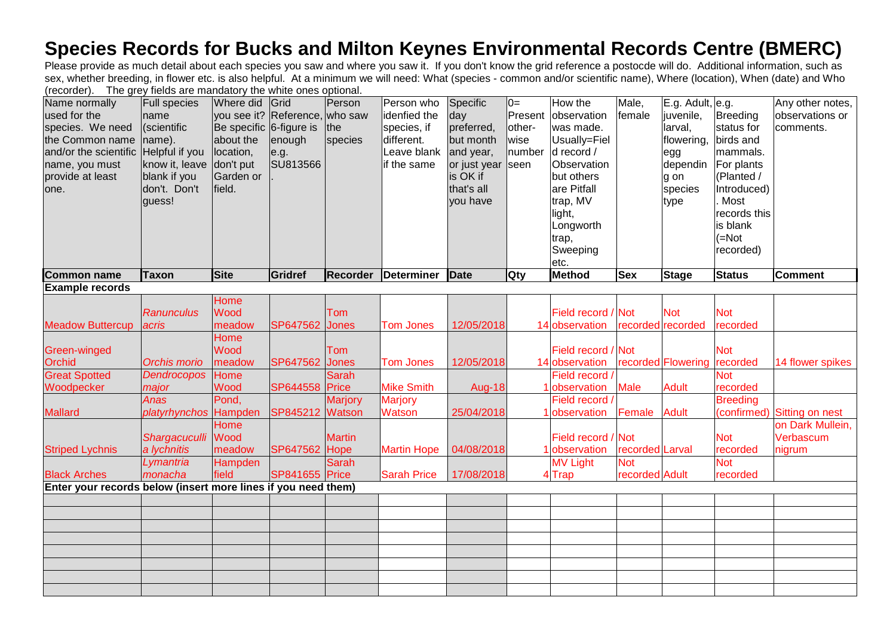# Species Records for Bucks and Milton Keynes Environmental Records Centre (BMERC)

Please provide as much detail about each species you saw and where you saw it. If you don't know the grid reference a postocde will do. Additional information, such as sex, whether breeding, in flower etc. is also helpful. At a minimum we will need: What (species - common and/or scientific name), Where (location), When (date) and Who (recorder). The grey fields are mandatory the white ones optional.

| Name normally used for the species. We need the Common name and/or the scientific name, you must provide at least one. | Full species name (scientific name). Helpful if you know it, leave blank if you don't. Don't guess! | Where did you see it? Be specific about the location, don't put Garden or field. | Grid Reference, 6-figure is enough e.g. SU813566. | Person who saw the species | Person who idenfied the species, if different. Leave blank if the same | Specific day preferred, but month and year, or just year is OK if that's all you have | 0= Present other-wise number seen | How the observation was made. Usually=Field record / Observation but others are Pitfall trap, MV light, Longworth trap, Sweeping etc. | Male, female | E.g. Adult, juvenile, larval, flowering, egg dependin g on species type | e.g. Breeding status for birds and mammals. For plants (Planted / Introduced). Most records this is blank (=Not recorded) | Any other notes, observations or comments. |
|---|---|---|---|---|---|---|---|---|---|---|---|---|
| **Common name** | **Taxon** | **Site** | **Gridref** | **Recorder** | **Determiner** | **Date** | **Qty** | **Method** | **Sex** | **Stage** | **Status** | **Comment** |
| **Example records** | | | | | | | | | | | | |
| Meadow Buttercup | *Ranunculus acris* | Home Wood meadow | SP647562 | Tom Jones | Tom Jones | 12/05/2018 | 14 | Field record / observation | Not recorded | Not recorded | Not recorded | |
| Green-winged Orchid | *Orchis morio* | Home Wood meadow | SP647562 | Tom Jones | Tom Jones | 12/05/2018 | 14 | Field record / observation | Not recorded | Flowering | Not recorded | 14 flower spikes |
| Great Spotted Woodpecker | *Dendrocopos major* | Home Wood | SP644558 | Sarah Price | Mike Smith | Aug-18 | 1 | Field record / observation | Male | Adult | Not recorded | |
| Mallard | *Anas platyrhynchos* | Pond, Hampden | SP845212 | Marjory Watson | Marjory Watson | 25/04/2018 | 1 | Field record / observation | Female | Adult | Breeding (confirmed) | Sitting on nest |
| Striped Lychnis | *Shargacucullia lychnitis* | Home Wood meadow | SP647562 | Martin Hope | Martin Hope | 04/08/2018 | 1 | Field record / observation | Not recorded | Larval | Not recorded | on Dark Mullein, Verbascum nigrum |
| Black Arches | *Lymantria monacha* | Hampden field | SP841655 | Sarah Price | Sarah Price | 17/08/2018 | 4 | MV Light Trap | Not recorded | Adult | Not recorded | |
| **Enter your records below (insert more lines if you need them)** | | | | | | | | | | | | |
| | | | | | | | | | | | | |
| | | | | | | | | | | | | |
| | | | | | | | | | | | | |
| | | | | | | | | | | | | |
| | | | | | | | | | | | | |
| | | | | | | | | | | | | |
| | | | | | | | | | | | | |
| | | | | | | | | | | | | |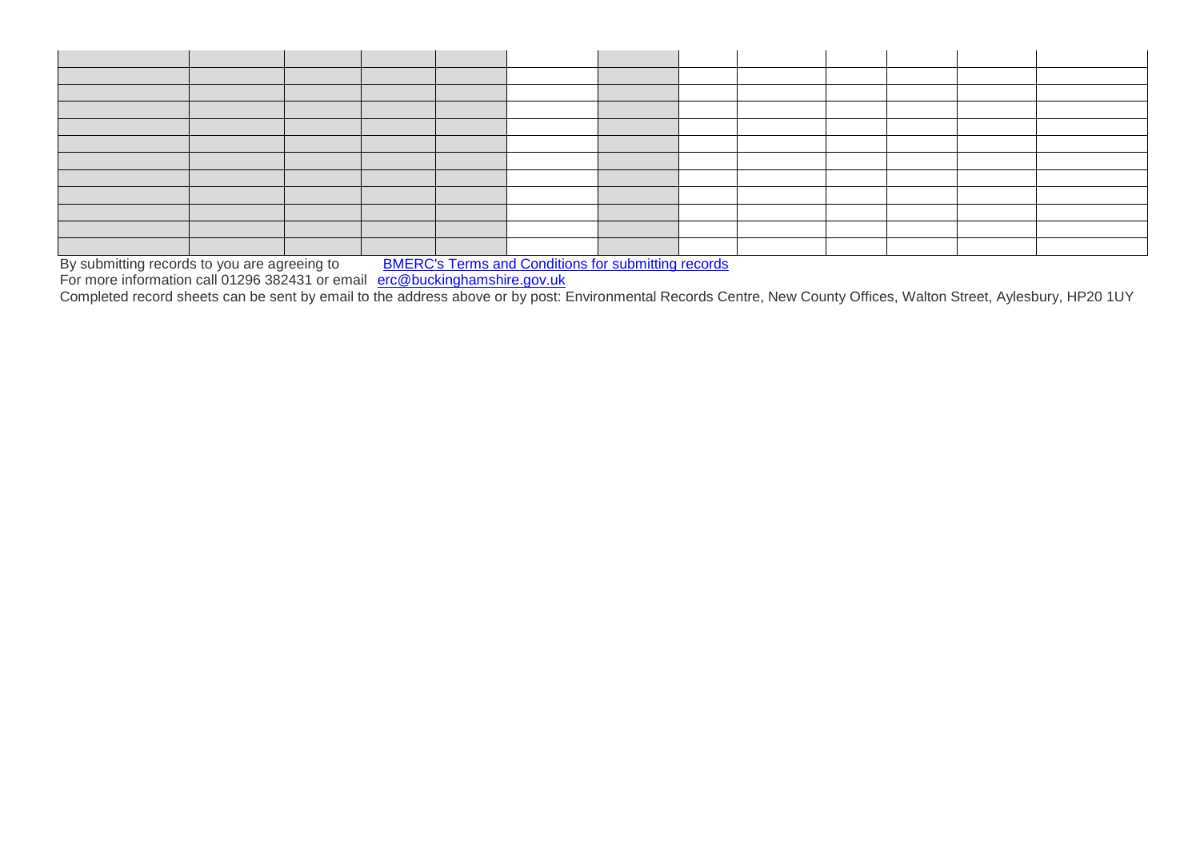| | | | | | | | | | | | | |
|---|---|---|---|---|---|---|---|---|---|---|---|---|
| | | | | | | | | | | | | |
| | | | | | | | | | | | | |
| | | | | | | | | | | | | |
| | | | | | | | | | | | | |
| | | | | | | | | | | | | |
| | | | | | | | | | | | | |
| | | | | | | | | | | | | |
| | | | | | | | | | | | | |
| | | | | | | | | | | | | |
| | | | | | | | | | | | | |
| | | | | | | | | | | | | |

By submitting records to you are agreeing to [BMERC's Terms and Conditions for submitting records]
For more information call 01296 382431 or email [erc@buckinghamshire.gov.uk]
Completed record sheets can be sent by email to the address above or by post: Environmental Records Centre, New County Offices, Walton Street, Aylesbury, HP20 1UY